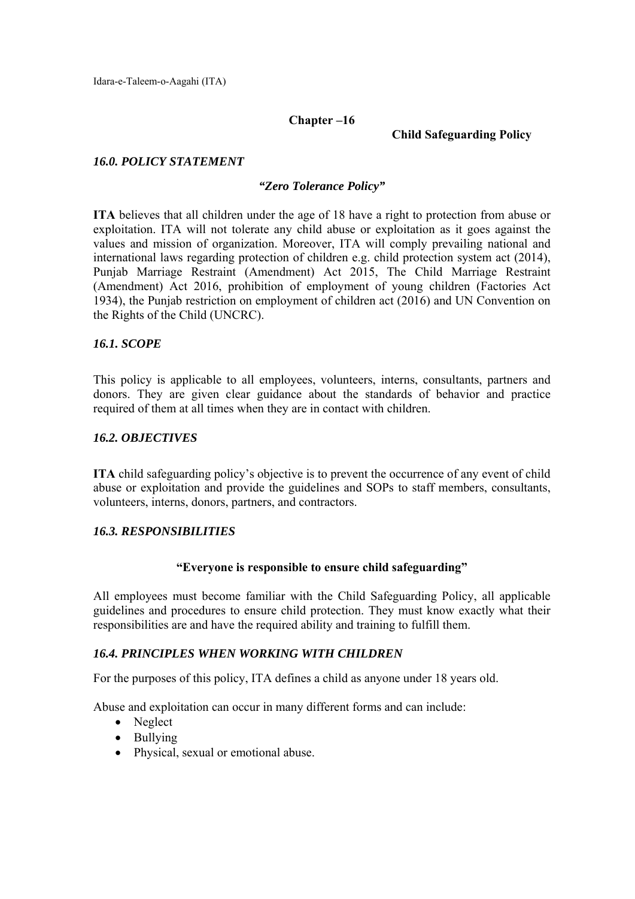# Chapter –16

## Child Safeguarding Policy

### *16.0. POLICY STATEMENT*

***"Zero Tolerance Policy"***

**ITA** believes that all children under the age of 18 have a right to protection from abuse or exploitation. ITA will not tolerate any child abuse or exploitation as it goes against the values and mission of organization. Moreover, ITA will comply prevailing national and international laws regarding protection of children e.g. child protection system act (2014), Punjab Marriage Restraint (Amendment) Act 2015, The Child Marriage Restraint (Amendment) Act 2016, prohibition of employment of young children (Factories Act 1934), the Punjab restriction on employment of children act (2016) and UN Convention on the Rights of the Child (UNCRC).

### *16.1. SCOPE*

This policy is applicable to all employees, volunteers, interns, consultants, partners and donors. They are given clear guidance about the standards of behavior and practice required of them at all times when they are in contact with children.

### *16.2. OBJECTIVES*

**ITA** child safeguarding policy's objective is to prevent the occurrence of any event of child abuse or exploitation and provide the guidelines and SOPs to staff members, consultants, volunteers, interns, donors, partners, and contractors.

### *16.3. RESPONSIBILITIES*

**"Everyone is responsible to ensure child safeguarding"**

All employees must become familiar with the Child Safeguarding Policy, all applicable guidelines and procedures to ensure child protection. They must know exactly what their responsibilities are and have the required ability and training to fulfill them.

### *16.4. PRINCIPLES WHEN WORKING WITH CHILDREN*

For the purposes of this policy, ITA defines a child as anyone under 18 years old.

Abuse and exploitation can occur in many different forms and can include:

- Neglect
- Bullying
- Physical, sexual or emotional abuse.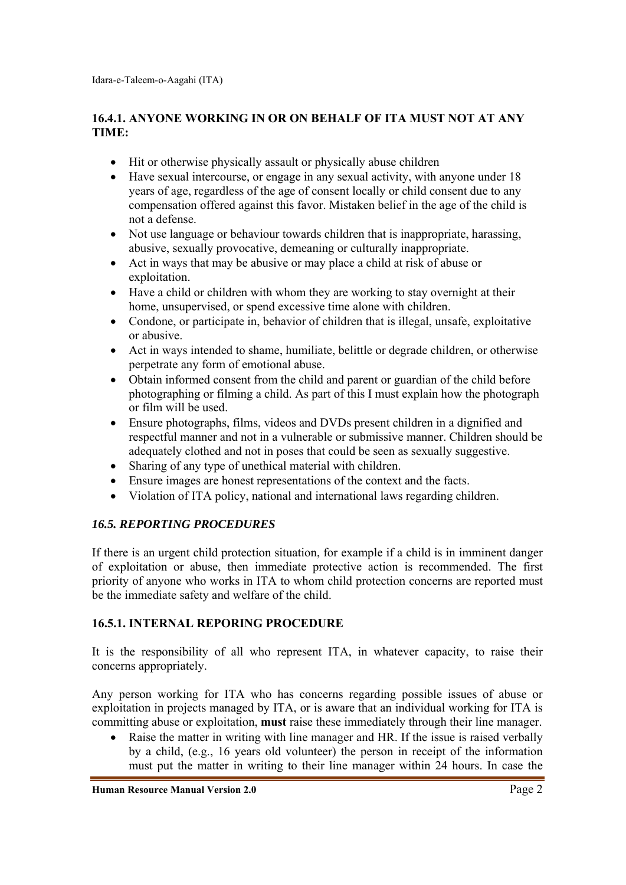### 16.4.1. ANYONE WORKING IN OR ON BEHALF OF ITA MUST NOT AT ANY TIME:

- Hit or otherwise physically assault or physically abuse children
- Have sexual intercourse, or engage in any sexual activity, with anyone under 18 years of age, regardless of the age of consent locally or child consent due to any compensation offered against this favor. Mistaken belief in the age of the child is not a defense.
- Not use language or behaviour towards children that is inappropriate, harassing, abusive, sexually provocative, demeaning or culturally inappropriate.
- Act in ways that may be abusive or may place a child at risk of abuse or exploitation.
- Have a child or children with whom they are working to stay overnight at their home, unsupervised, or spend excessive time alone with children.
- Condone, or participate in, behavior of children that is illegal, unsafe, exploitative or abusive.
- Act in ways intended to shame, humiliate, belittle or degrade children, or otherwise perpetrate any form of emotional abuse.
- Obtain informed consent from the child and parent or guardian of the child before photographing or filming a child. As part of this I must explain how the photograph or film will be used.
- Ensure photographs, films, videos and DVDs present children in a dignified and respectful manner and not in a vulnerable or submissive manner. Children should be adequately clothed and not in poses that could be seen as sexually suggestive.
- Sharing of any type of unethical material with children.
- Ensure images are honest representations of the context and the facts.
- Violation of ITA policy, national and international laws regarding children.

## *16.5. REPORTING PROCEDURES*

If there is an urgent child protection situation, for example if a child is in imminent danger of exploitation or abuse, then immediate protective action is recommended. The first priority of anyone who works in ITA to whom child protection concerns are reported must be the immediate safety and welfare of the child.

### 16.5.1. INTERNAL REPORING PROCEDURE

It is the responsibility of all who represent ITA, in whatever capacity, to raise their concerns appropriately.

Any person working for ITA who has concerns regarding possible issues of abuse or exploitation in projects managed by ITA, or is aware that an individual working for ITA is committing abuse or exploitation, **must** raise these immediately through their line manager.

- Raise the matter in writing with line manager and HR. If the issue is raised verbally by a child, (e.g., 16 years old volunteer) the person in receipt of the information must put the matter in writing to their line manager within 24 hours. In case the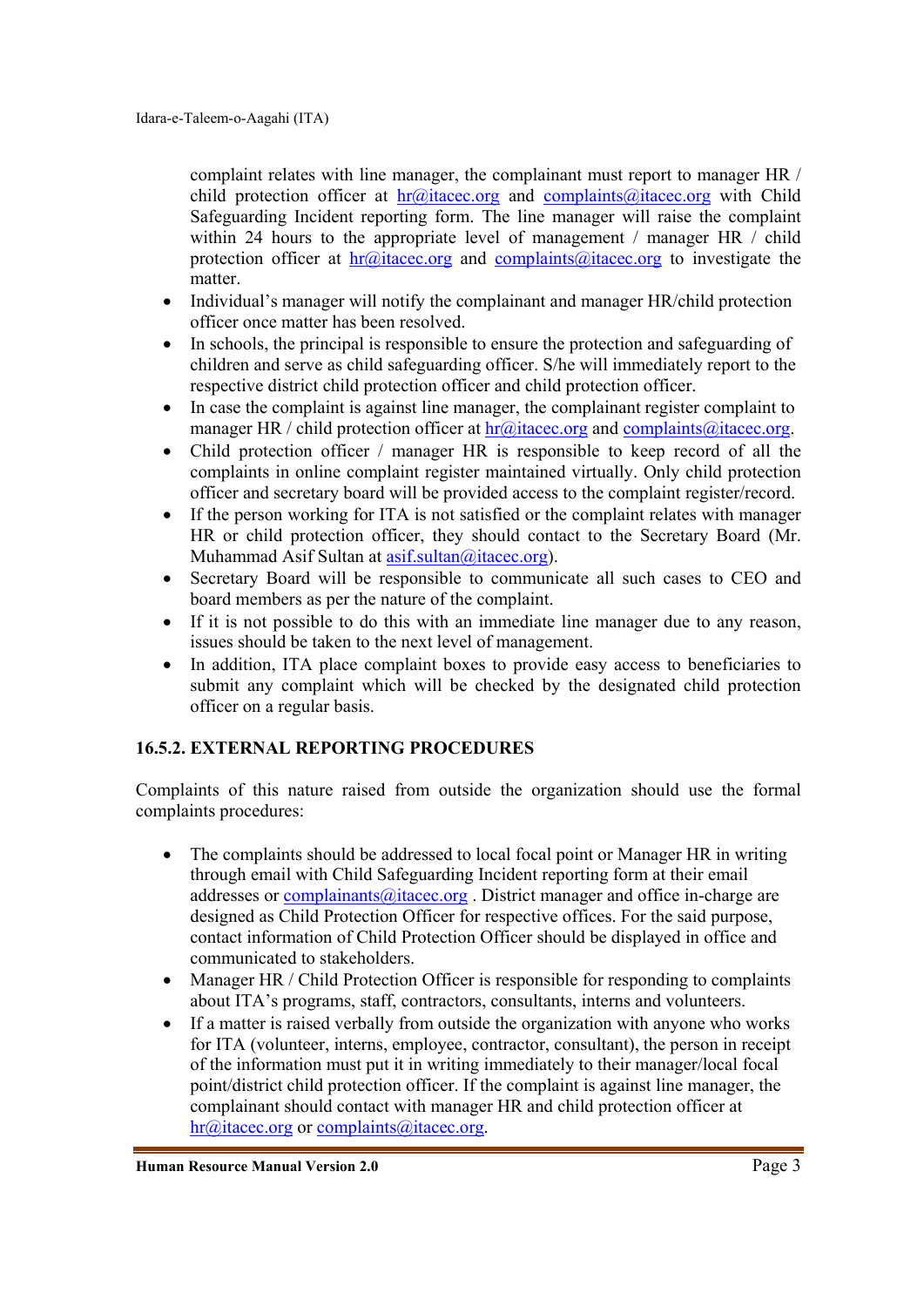complaint relates with line manager, the complainant must report to manager HR / child protection officer at hr@itacec.org and complaints@itacec.org with Child Safeguarding Incident reporting form. The line manager will raise the complaint within 24 hours to the appropriate level of management / manager HR / child protection officer at hr@itacec.org and complaints@itacec.org to investigate the matter.

- Individual's manager will notify the complainant and manager HR/child protection officer once matter has been resolved.
- In schools, the principal is responsible to ensure the protection and safeguarding of children and serve as child safeguarding officer. S/he will immediately report to the respective district child protection officer and child protection officer.
- In case the complaint is against line manager, the complainant register complaint to manager HR / child protection officer at hr@itacec.org and complaints@itacec.org.
- Child protection officer / manager HR is responsible to keep record of all the complaints in online complaint register maintained virtually. Only child protection officer and secretary board will be provided access to the complaint register/record.
- If the person working for ITA is not satisfied or the complaint relates with manager HR or child protection officer, they should contact to the Secretary Board (Mr. Muhammad Asif Sultan at asif.sultan@itacec.org).
- Secretary Board will be responsible to communicate all such cases to CEO and board members as per the nature of the complaint.
- If it is not possible to do this with an immediate line manager due to any reason, issues should be taken to the next level of management.
- In addition, ITA place complaint boxes to provide easy access to beneficiaries to submit any complaint which will be checked by the designated child protection officer on a regular basis.

### 16.5.2. EXTERNAL REPORTING PROCEDURES

Complaints of this nature raised from outside the organization should use the formal complaints procedures:

- The complaints should be addressed to local focal point or Manager HR in writing through email with Child Safeguarding Incident reporting form at their email addresses or complainants@itacec.org . District manager and office in-charge are designed as Child Protection Officer for respective offices. For the said purpose, contact information of Child Protection Officer should be displayed in office and communicated to stakeholders.
- Manager HR / Child Protection Officer is responsible for responding to complaints about ITA's programs, staff, contractors, consultants, interns and volunteers.
- If a matter is raised verbally from outside the organization with anyone who works for ITA (volunteer, interns, employee, contractor, consultant), the person in receipt of the information must put it in writing immediately to their manager/local focal point/district child protection officer. If the complaint is against line manager, the complainant should contact with manager HR and child protection officer at hr@itacec.org or complaints@itacec.org.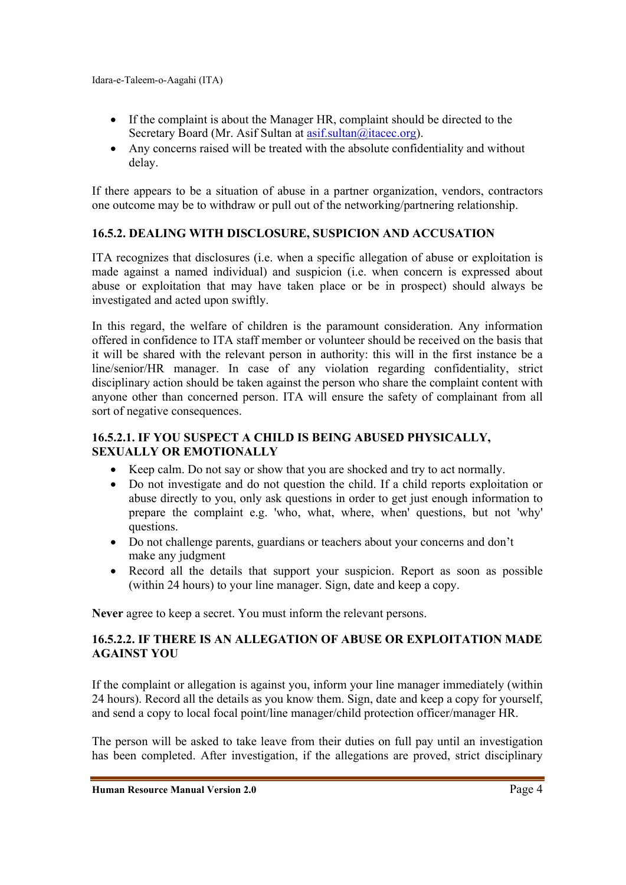- If the complaint is about the Manager HR, complaint should be directed to the Secretary Board (Mr. Asif Sultan at asif.sultan@itacec.org).
- Any concerns raised will be treated with the absolute confidentiality and without delay.

If there appears to be a situation of abuse in a partner organization, vendors, contractors one outcome may be to withdraw or pull out of the networking/partnering relationship.

### 16.5.2. DEALING WITH DISCLOSURE, SUSPICION AND ACCUSATION

ITA recognizes that disclosures (i.e. when a specific allegation of abuse or exploitation is made against a named individual) and suspicion (i.e. when concern is expressed about abuse or exploitation that may have taken place or be in prospect) should always be investigated and acted upon swiftly.

In this regard, the welfare of children is the paramount consideration. Any information offered in confidence to ITA staff member or volunteer should be received on the basis that it will be shared with the relevant person in authority: this will in the first instance be a line/senior/HR manager. In case of any violation regarding confidentiality, strict disciplinary action should be taken against the person who share the complaint content with anyone other than concerned person. ITA will ensure the safety of complainant from all sort of negative consequences.

#### 16.5.2.1. IF YOU SUSPECT A CHILD IS BEING ABUSED PHYSICALLY, SEXUALLY OR EMOTIONALLY

- Keep calm. Do not say or show that you are shocked and try to act normally.
- Do not investigate and do not question the child. If a child reports exploitation or abuse directly to you, only ask questions in order to get just enough information to prepare the complaint e.g. 'who, what, where, when' questions, but not 'why' questions.
- Do not challenge parents, guardians or teachers about your concerns and don't make any judgment
- Record all the details that support your suspicion. Report as soon as possible (within 24 hours) to your line manager. Sign, date and keep a copy.

**Never** agree to keep a secret. You must inform the relevant persons.

#### 16.5.2.2. IF THERE IS AN ALLEGATION OF ABUSE OR EXPLOITATION MADE AGAINST YOU

If the complaint or allegation is against you, inform your line manager immediately (within 24 hours). Record all the details as you know them. Sign, date and keep a copy for yourself, and send a copy to local focal point/line manager/child protection officer/manager HR.

The person will be asked to take leave from their duties on full pay until an investigation has been completed. After investigation, if the allegations are proved, strict disciplinary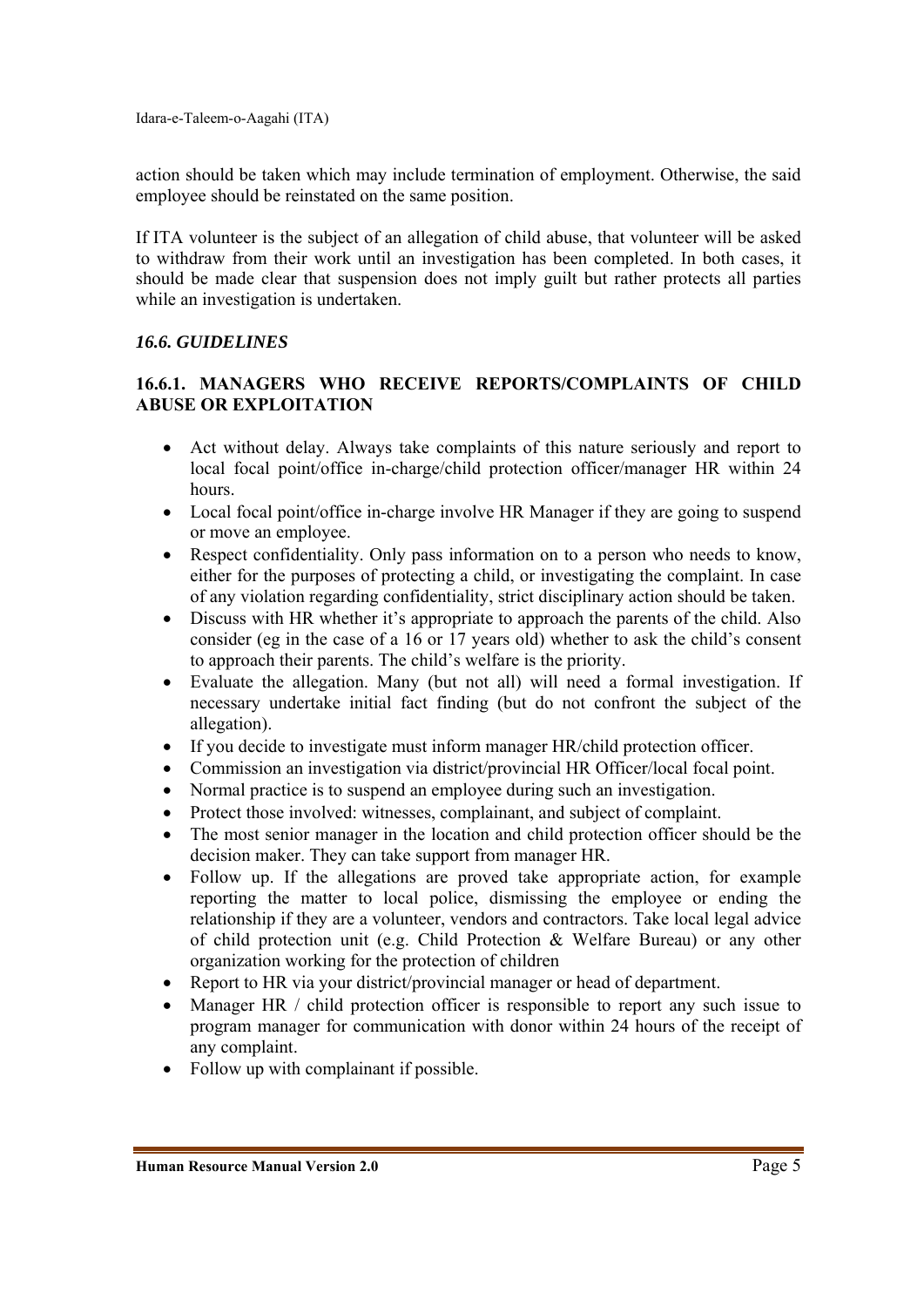action should be taken which may include termination of employment. Otherwise, the said employee should be reinstated on the same position.

If ITA volunteer is the subject of an allegation of child abuse, that volunteer will be asked to withdraw from their work until an investigation has been completed. In both cases, it should be made clear that suspension does not imply guilt but rather protects all parties while an investigation is undertaken.

### *16.6. GUIDELINES*

#### 16.6.1. MANAGERS WHO RECEIVE REPORTS/COMPLAINTS OF CHILD ABUSE OR EXPLOITATION

- Act without delay. Always take complaints of this nature seriously and report to local focal point/office in-charge/child protection officer/manager HR within 24 hours.
- Local focal point/office in-charge involve HR Manager if they are going to suspend or move an employee.
- Respect confidentiality. Only pass information on to a person who needs to know, either for the purposes of protecting a child, or investigating the complaint. In case of any violation regarding confidentiality, strict disciplinary action should be taken.
- Discuss with HR whether it's appropriate to approach the parents of the child. Also consider (eg in the case of a 16 or 17 years old) whether to ask the child's consent to approach their parents. The child's welfare is the priority.
- Evaluate the allegation. Many (but not all) will need a formal investigation. If necessary undertake initial fact finding (but do not confront the subject of the allegation).
- If you decide to investigate must inform manager HR/child protection officer.
- Commission an investigation via district/provincial HR Officer/local focal point.
- Normal practice is to suspend an employee during such an investigation.
- Protect those involved: witnesses, complainant, and subject of complaint.
- The most senior manager in the location and child protection officer should be the decision maker. They can take support from manager HR.
- Follow up. If the allegations are proved take appropriate action, for example reporting the matter to local police, dismissing the employee or ending the relationship if they are a volunteer, vendors and contractors. Take local legal advice of child protection unit (e.g. Child Protection & Welfare Bureau) or any other organization working for the protection of children
- Report to HR via your district/provincial manager or head of department.
- Manager HR / child protection officer is responsible to report any such issue to program manager for communication with donor within 24 hours of the receipt of any complaint.
- Follow up with complainant if possible.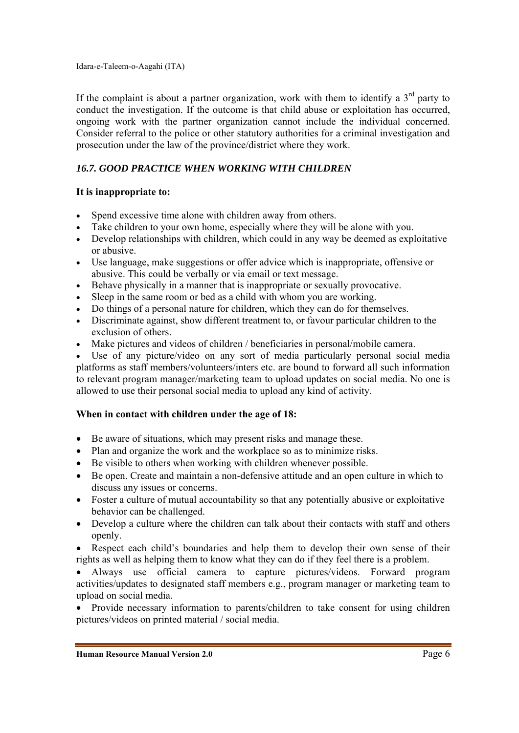If the complaint is about a partner organization, work with them to identify a 3rd party to conduct the investigation. If the outcome is that child abuse or exploitation has occurred, ongoing work with the partner organization cannot include the individual concerned. Consider referral to the police or other statutory authorities for a criminal investigation and prosecution under the law of the province/district where they work.

### *16.7. GOOD PRACTICE WHEN WORKING WITH CHILDREN*

**It is inappropriate to:**

- Spend excessive time alone with children away from others.
- Take children to your own home, especially where they will be alone with you.
- Develop relationships with children, which could in any way be deemed as exploitative or abusive.
- Use language, make suggestions or offer advice which is inappropriate, offensive or abusive. This could be verbally or via email or text message.
- Behave physically in a manner that is inappropriate or sexually provocative.
- Sleep in the same room or bed as a child with whom you are working.
- Do things of a personal nature for children, which they can do for themselves.
- Discriminate against, show different treatment to, or favour particular children to the exclusion of others.
- Make pictures and videos of children / beneficiaries in personal/mobile camera.
- Use of any picture/video on any sort of media particularly personal social media platforms as staff members/volunteers/inters etc. are bound to forward all such information to relevant program manager/marketing team to upload updates on social media. No one is allowed to use their personal social media to upload any kind of activity.

**When in contact with children under the age of 18:**

- Be aware of situations, which may present risks and manage these.
- Plan and organize the work and the workplace so as to minimize risks.
- Be visible to others when working with children whenever possible.
- Be open. Create and maintain a non-defensive attitude and an open culture in which to discuss any issues or concerns.
- Foster a culture of mutual accountability so that any potentially abusive or exploitative behavior can be challenged.
- Develop a culture where the children can talk about their contacts with staff and others openly.
- Respect each child's boundaries and help them to develop their own sense of their rights as well as helping them to know what they can do if they feel there is a problem.
- Always use official camera to capture pictures/videos. Forward program activities/updates to designated staff members e.g., program manager or marketing team to upload on social media.
- Provide necessary information to parents/children to take consent for using children pictures/videos on printed material / social media.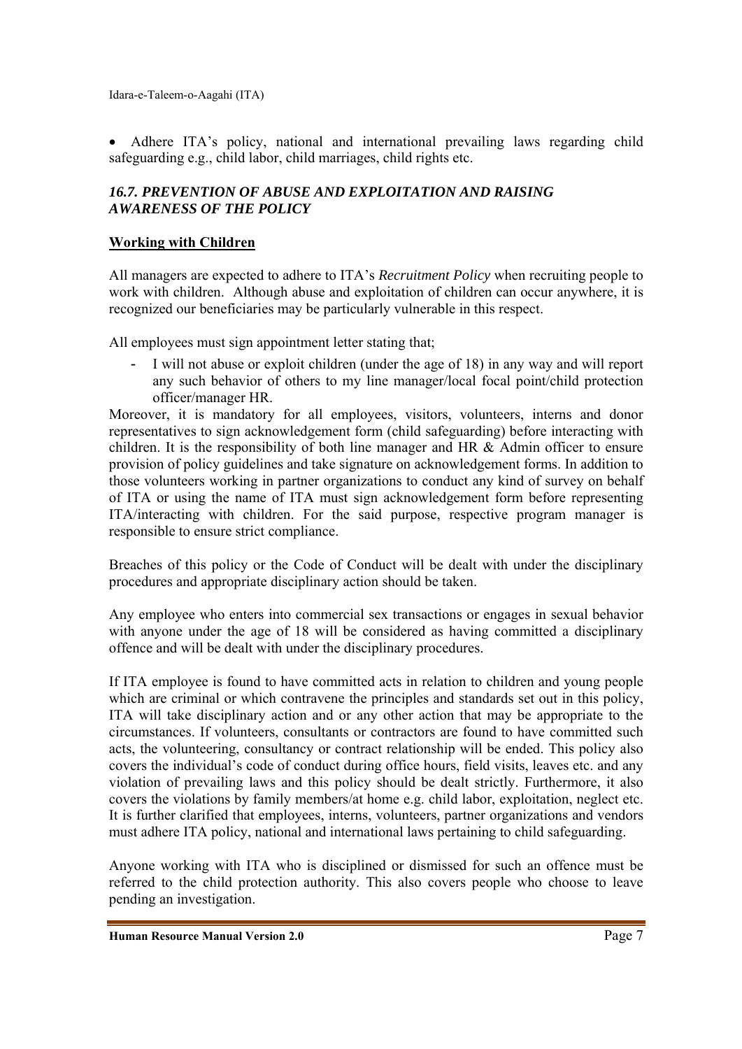- Adhere ITA's policy, national and international prevailing laws regarding child safeguarding e.g., child labor, child marriages, child rights etc.

### *16.7. PREVENTION OF ABUSE AND EXPLOITATION AND RAISING AWARENESS OF THE POLICY*

**Working with Children**

All managers are expected to adhere to ITA's *Recruitment Policy* when recruiting people to work with children. Although abuse and exploitation of children can occur anywhere, it is recognized our beneficiaries may be particularly vulnerable in this respect.

All employees must sign appointment letter stating that;

- I will not abuse or exploit children (under the age of 18) in any way and will report any such behavior of others to my line manager/local focal point/child protection officer/manager HR.

Moreover, it is mandatory for all employees, visitors, volunteers, interns and donor representatives to sign acknowledgement form (child safeguarding) before interacting with children. It is the responsibility of both line manager and HR & Admin officer to ensure provision of policy guidelines and take signature on acknowledgement forms. In addition to those volunteers working in partner organizations to conduct any kind of survey on behalf of ITA or using the name of ITA must sign acknowledgement form before representing ITA/interacting with children. For the said purpose, respective program manager is responsible to ensure strict compliance.

Breaches of this policy or the Code of Conduct will be dealt with under the disciplinary procedures and appropriate disciplinary action should be taken.

Any employee who enters into commercial sex transactions or engages in sexual behavior with anyone under the age of 18 will be considered as having committed a disciplinary offence and will be dealt with under the disciplinary procedures.

If ITA employee is found to have committed acts in relation to children and young people which are criminal or which contravene the principles and standards set out in this policy, ITA will take disciplinary action and or any other action that may be appropriate to the circumstances. If volunteers, consultants or contractors are found to have committed such acts, the volunteering, consultancy or contract relationship will be ended. This policy also covers the individual's code of conduct during office hours, field visits, leaves etc. and any violation of prevailing laws and this policy should be dealt strictly. Furthermore, it also covers the violations by family members/at home e.g. child labor, exploitation, neglect etc. It is further clarified that employees, interns, volunteers, partner organizations and vendors must adhere ITA policy, national and international laws pertaining to child safeguarding.

Anyone working with ITA who is disciplined or dismissed for such an offence must be referred to the child protection authority. This also covers people who choose to leave pending an investigation.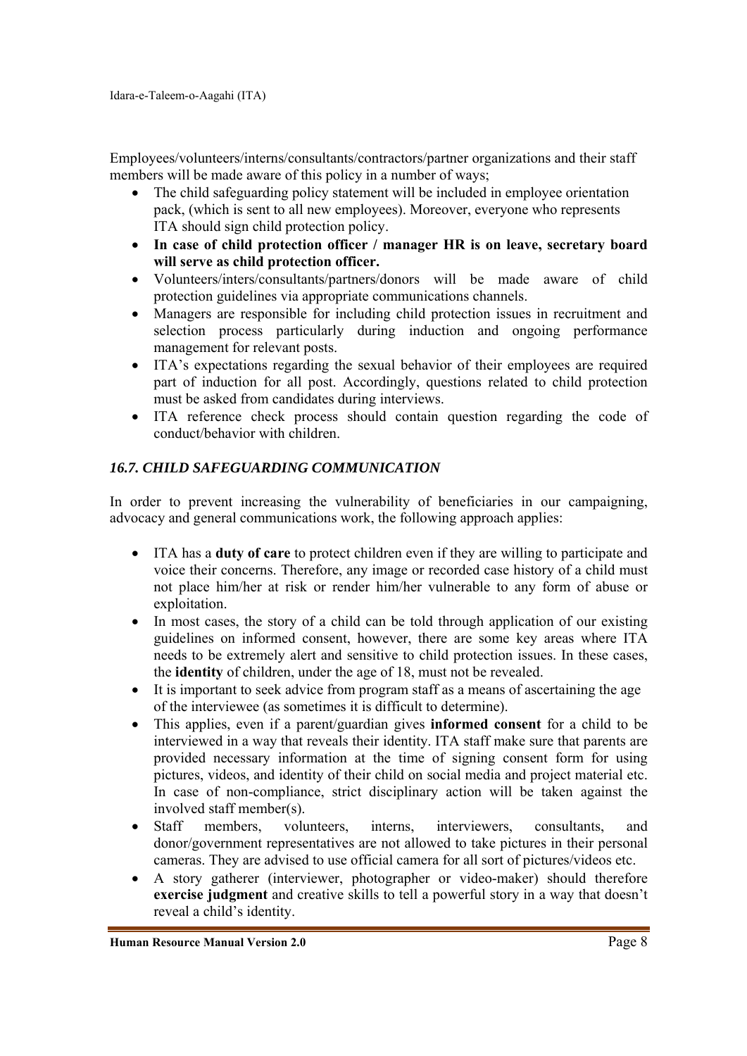Employees/volunteers/interns/consultants/contractors/partner organizations and their staff members will be made aware of this policy in a number of ways;

- The child safeguarding policy statement will be included in employee orientation pack, (which is sent to all new employees). Moreover, everyone who represents ITA should sign child protection policy.
- **In case of child protection officer / manager HR is on leave, secretary board will serve as child protection officer.**
- Volunteers/inters/consultants/partners/donors will be made aware of child protection guidelines via appropriate communications channels.
- Managers are responsible for including child protection issues in recruitment and selection process particularly during induction and ongoing performance management for relevant posts.
- ITA's expectations regarding the sexual behavior of their employees are required part of induction for all post. Accordingly, questions related to child protection must be asked from candidates during interviews.
- ITA reference check process should contain question regarding the code of conduct/behavior with children.

### *16.7. CHILD SAFEGUARDING COMMUNICATION*

In order to prevent increasing the vulnerability of beneficiaries in our campaigning, advocacy and general communications work, the following approach applies:

- ITA has a **duty of care** to protect children even if they are willing to participate and voice their concerns. Therefore, any image or recorded case history of a child must not place him/her at risk or render him/her vulnerable to any form of abuse or exploitation.
- In most cases, the story of a child can be told through application of our existing guidelines on informed consent, however, there are some key areas where ITA needs to be extremely alert and sensitive to child protection issues. In these cases, the **identity** of children, under the age of 18, must not be revealed.
- It is important to seek advice from program staff as a means of ascertaining the age of the interviewee (as sometimes it is difficult to determine).
- This applies, even if a parent/guardian gives **informed consent** for a child to be interviewed in a way that reveals their identity. ITA staff make sure that parents are provided necessary information at the time of signing consent form for using pictures, videos, and identity of their child on social media and project material etc. In case of non-compliance, strict disciplinary action will be taken against the involved staff member(s).
- Staff members, volunteers, interns, interviewers, consultants, and donor/government representatives are not allowed to take pictures in their personal cameras. They are advised to use official camera for all sort of pictures/videos etc.
- A story gatherer (interviewer, photographer or video-maker) should therefore **exercise judgment** and creative skills to tell a powerful story in a way that doesn't reveal a child's identity.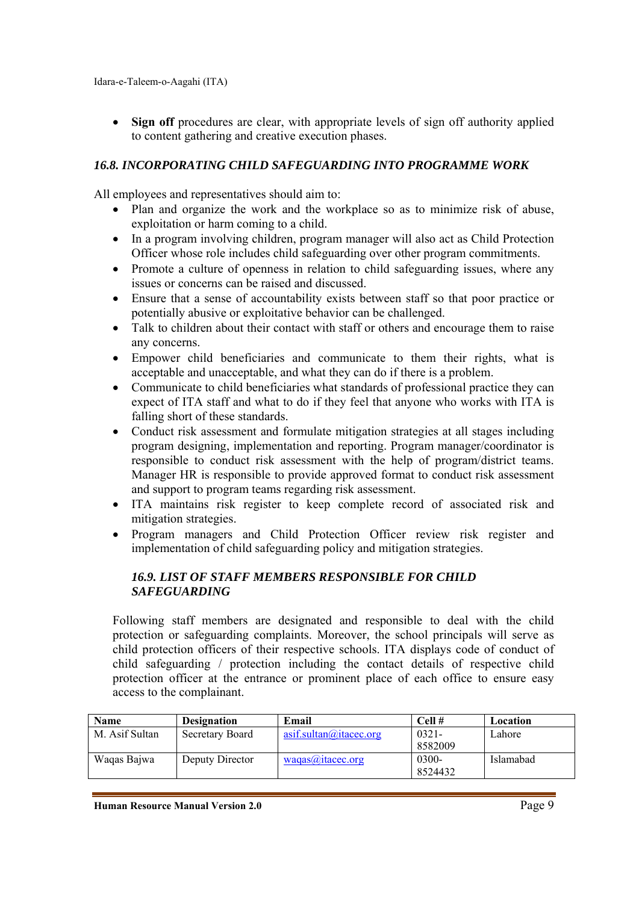- **Sign off** procedures are clear, with appropriate levels of sign off authority applied to content gathering and creative execution phases.

### *16.8. INCORPORATING CHILD SAFEGUARDING INTO PROGRAMME WORK*

All employees and representatives should aim to:

- Plan and organize the work and the workplace so as to minimize risk of abuse, exploitation or harm coming to a child.
- In a program involving children, program manager will also act as Child Protection Officer whose role includes child safeguarding over other program commitments.
- Promote a culture of openness in relation to child safeguarding issues, where any issues or concerns can be raised and discussed.
- Ensure that a sense of accountability exists between staff so that poor practice or potentially abusive or exploitative behavior can be challenged.
- Talk to children about their contact with staff or others and encourage them to raise any concerns.
- Empower child beneficiaries and communicate to them their rights, what is acceptable and unacceptable, and what they can do if there is a problem.
- Communicate to child beneficiaries what standards of professional practice they can expect of ITA staff and what to do if they feel that anyone who works with ITA is falling short of these standards.
- Conduct risk assessment and formulate mitigation strategies at all stages including program designing, implementation and reporting. Program manager/coordinator is responsible to conduct risk assessment with the help of program/district teams. Manager HR is responsible to provide approved format to conduct risk assessment and support to program teams regarding risk assessment.
- ITA maintains risk register to keep complete record of associated risk and mitigation strategies.
- Program managers and Child Protection Officer review risk register and implementation of child safeguarding policy and mitigation strategies.

### *16.9. LIST OF STAFF MEMBERS RESPONSIBLE FOR CHILD SAFEGUARDING*

Following staff members are designated and responsible to deal with the child protection or safeguarding complaints. Moreover, the school principals will serve as child protection officers of their respective schools. ITA displays code of conduct of child safeguarding / protection including the contact details of respective child protection officer at the entrance or prominent place of each office to ensure easy access to the complainant.

| Name | Designation | Email | Cell # | Location |
|---|---|---|---|---|
| M. Asif Sultan | Secretary Board | asif.sultan@itacec.org | 0321-8582009 | Lahore |
| Waqas Bajwa | Deputy Director | waqas@itacec.org | 0300-8524432 | Islamabad |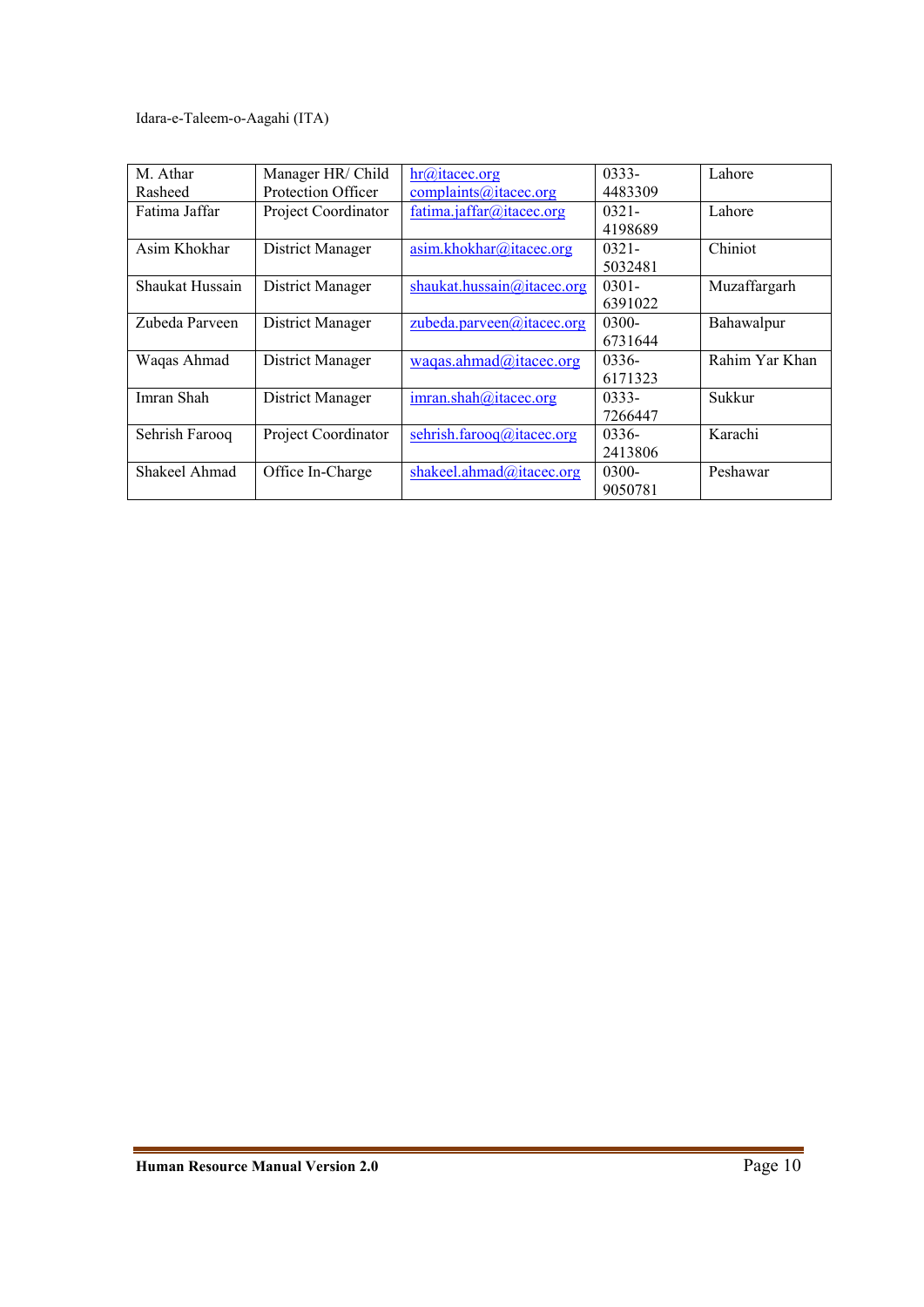| | | | | |
|---|---|---|---|---|
| M. Athar Rasheed | Manager HR/ Child Protection Officer | hr@itacec.org complaints@itacec.org | 0333-4483309 | Lahore |
| Fatima Jaffar | Project Coordinator | fatima.jaffar@itacec.org | 0321-4198689 | Lahore |
| Asim Khokhar | District Manager | asim.khokhar@itacec.org | 0321-5032481 | Chiniot |
| Shaukat Hussain | District Manager | shaukat.hussain@itacec.org | 0301-6391022 | Muzaffargarh |
| Zubeda Parveen | District Manager | zubeda.parveen@itacec.org | 0300-6731644 | Bahawalpur |
| Waqas Ahmad | District Manager | waqas.ahmad@itacec.org | 0336-6171323 | Rahim Yar Khan |
| Imran Shah | District Manager | imran.shah@itacec.org | 0333-7266447 | Sukkur |
| Sehrish Farooq | Project Coordinator | sehrish.farooq@itacec.org | 0336-2413806 | Karachi |
| Shakeel Ahmad | Office In-Charge | shakeel.ahmad@itacec.org | 0300-9050781 | Peshawar |